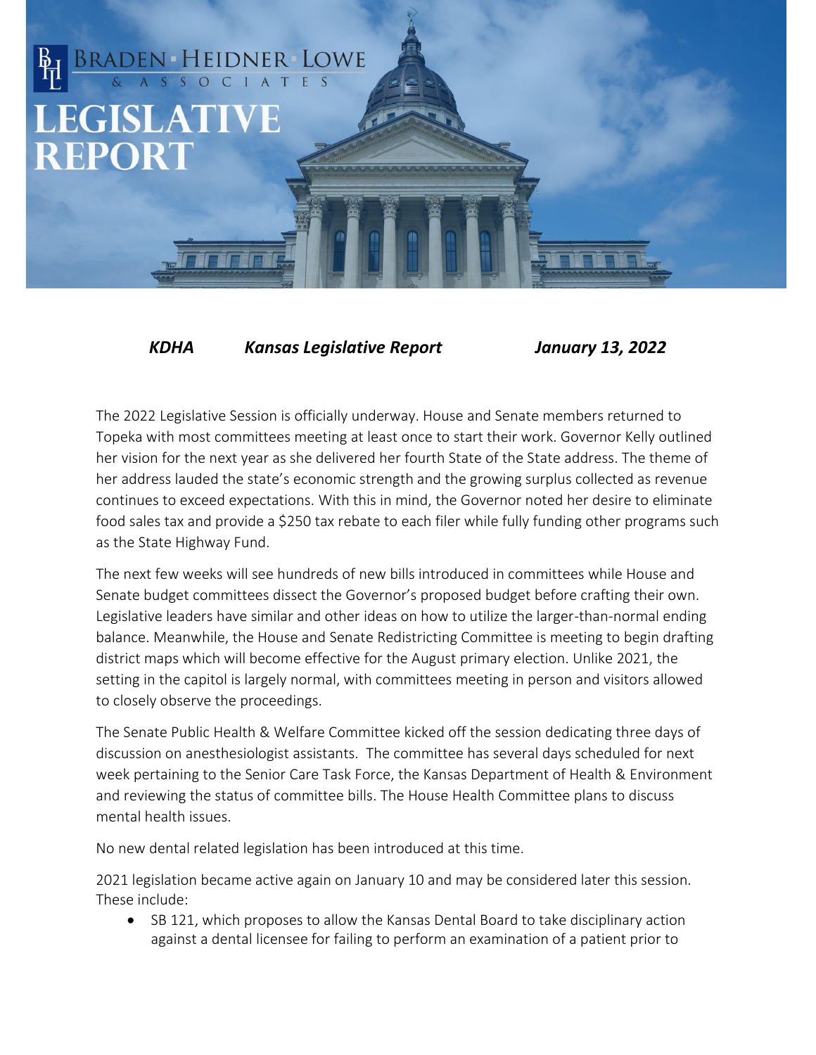# LEGISLATIVE REPORT

Braden Heidner Lowe & Associates

***KDHA    Kansas Legislative Report    January 13, 2022***

The 2022 Legislative Session is officially underway. House and Senate members returned to Topeka with most committees meeting at least once to start their work. Governor Kelly outlined her vision for the next year as she delivered her fourth State of the State address. The theme of her address lauded the state's economic strength and the growing surplus collected as revenue continues to exceed expectations. With this in mind, the Governor noted her desire to eliminate food sales tax and provide a $250 tax rebate to each filer while fully funding other programs such as the State Highway Fund.

The next few weeks will see hundreds of new bills introduced in committees while House and Senate budget committees dissect the Governor's proposed budget before crafting their own. Legislative leaders have similar and other ideas on how to utilize the larger-than-normal ending balance. Meanwhile, the House and Senate Redistricting Committee is meeting to begin drafting district maps which will become effective for the August primary election. Unlike 2021, the setting in the capitol is largely normal, with committees meeting in person and visitors allowed to closely observe the proceedings.

The Senate Public Health & Welfare Committee kicked off the session dedicating three days of discussion on anesthesiologist assistants. The committee has several days scheduled for next week pertaining to the Senior Care Task Force, the Kansas Department of Health & Environment and reviewing the status of committee bills. The House Health Committee plans to discuss mental health issues.

No new dental related legislation has been introduced at this time.

2021 legislation became active again on January 10 and may be considered later this session. These include:

- SB 121, which proposes to allow the Kansas Dental Board to take disciplinary action against a dental licensee for failing to perform an examination of a patient prior to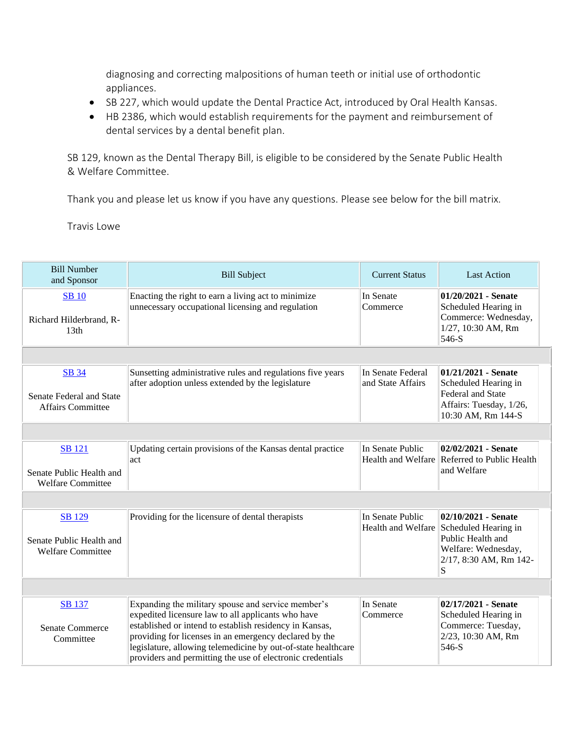diagnosing and correcting malpositions of human teeth or initial use of orthodontic appliances.

- SB 227, which would update the Dental Practice Act, introduced by Oral Health Kansas.
- HB 2386, which would establish requirements for the payment and reimbursement of dental services by a dental benefit plan.

SB 129, known as the Dental Therapy Bill, is eligible to be considered by the Senate Public Health & Welfare Committee.

Thank you and please let us know if you have any questions. Please see below for the bill matrix.

Travis Lowe

| Bill Number and Sponsor | Bill Subject | Current Status | Last Action |
|---|---|---|---|
| SB 10<br><br>Richard Hilderbrand, R-13th | Enacting the right to earn a living act to minimize unnecessary occupational licensing and regulation | In Senate Commerce | **01/20/2021 - Senate** Scheduled Hearing in Commerce: Wednesday, 1/27, 10:30 AM, Rm 546-S |
| | | | |
| SB 34<br><br>Senate Federal and State Affairs Committee | Sunsetting administrative rules and regulations five years after adoption unless extended by the legislature | In Senate Federal and State Affairs | **01/21/2021 - Senate** Scheduled Hearing in Federal and State Affairs: Tuesday, 1/26, 10:30 AM, Rm 144-S |
| | | | |
| SB 121<br><br>Senate Public Health and Welfare Committee | Updating certain provisions of the Kansas dental practice act | In Senate Public Health and Welfare | **02/02/2021 - Senate** Referred to Public Health and Welfare |
| | | | |
| SB 129<br><br>Senate Public Health and Welfare Committee | Providing for the licensure of dental therapists | In Senate Public Health and Welfare | **02/10/2021 - Senate** Scheduled Hearing in Public Health and Welfare: Wednesday, 2/17, 8:30 AM, Rm 142-S |
| | | | |
| SB 137<br><br>Senate Commerce Committee | Expanding the military spouse and service member's expedited licensure law to all applicants who have established or intend to establish residency in Kansas, providing for licenses in an emergency declared by the legislature, allowing telemedicine by out-of-state healthcare providers and permitting the use of electronic credentials | In Senate Commerce | **02/17/2021 - Senate** Scheduled Hearing in Commerce: Tuesday, 2/23, 10:30 AM, Rm 546-S |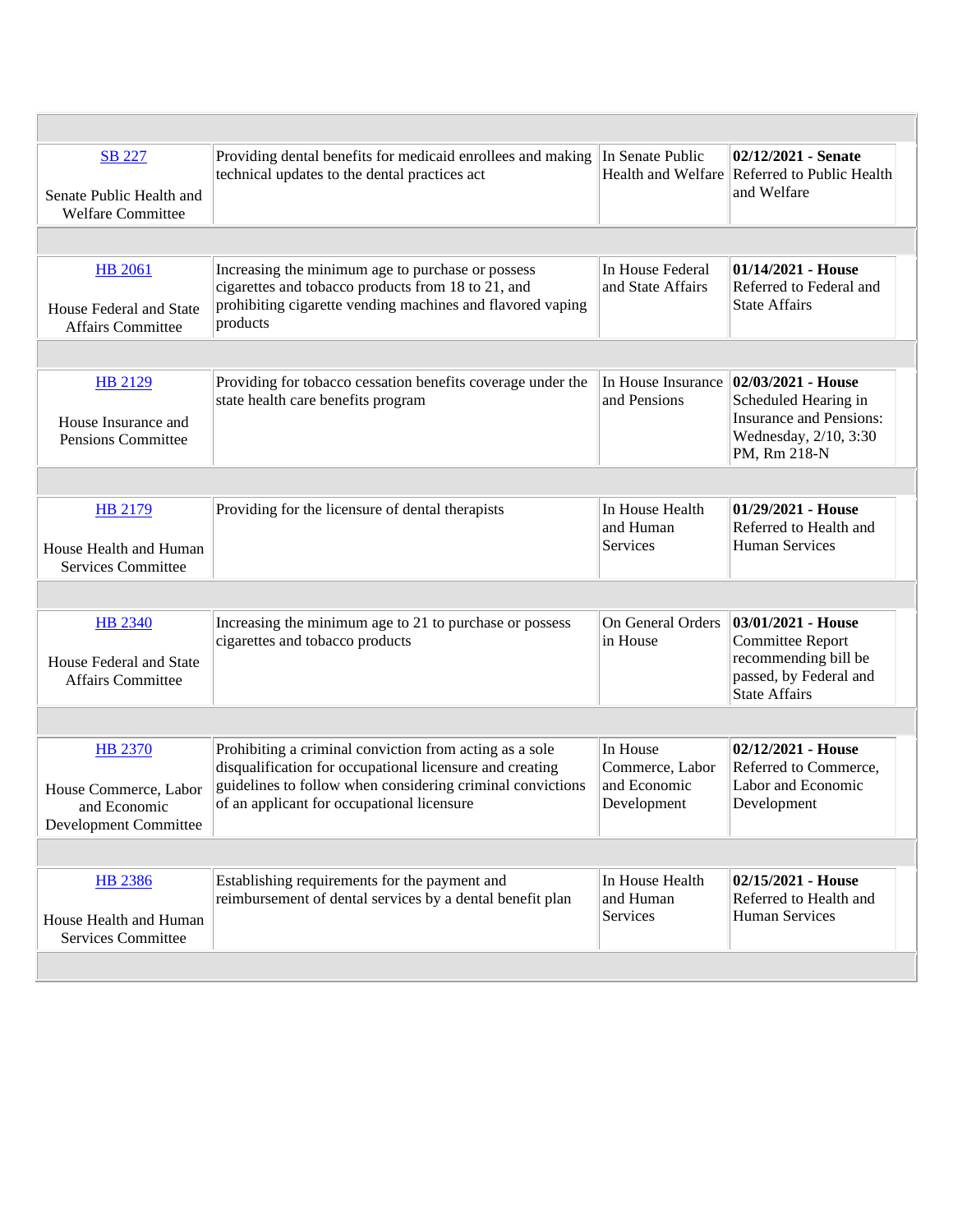| | | | |
|---|---|---|---|
| SB 227<br><br>Senate Public Health and Welfare Committee | Providing dental benefits for medicaid enrollees and making technical updates to the dental practices act | In Senate Public Health and Welfare | **02/12/2021 - Senate** Referred to Public Health and Welfare |
| HB 2061<br><br>House Federal and State Affairs Committee | Increasing the minimum age to purchase or possess cigarettes and tobacco products from 18 to 21, and prohibiting cigarette vending machines and flavored vaping products | In House Federal and State Affairs | **01/14/2021 - House** Referred to Federal and State Affairs |
| HB 2129<br><br>House Insurance and Pensions Committee | Providing for tobacco cessation benefits coverage under the state health care benefits program | In House Insurance and Pensions | **02/03/2021 - House** Scheduled Hearing in Insurance and Pensions: Wednesday, 2/10, 3:30 PM, Rm 218-N |
| HB 2179<br><br>House Health and Human Services Committee | Providing for the licensure of dental therapists | In House Health and Human Services | **01/29/2021 - House** Referred to Health and Human Services |
| HB 2340<br><br>House Federal and State Affairs Committee | Increasing the minimum age to 21 to purchase or possess cigarettes and tobacco products | On General Orders in House | **03/01/2021 - House** Committee Report recommending bill be passed, by Federal and State Affairs |
| HB 2370<br><br>House Commerce, Labor and Economic Development Committee | Prohibiting a criminal conviction from acting as a sole disqualification for occupational licensure and creating guidelines to follow when considering criminal convictions of an applicant for occupational licensure | In House Commerce, Labor and Economic Development | **02/12/2021 - House** Referred to Commerce, Labor and Economic Development |
| HB 2386<br><br>House Health and Human Services Committee | Establishing requirements for the payment and reimbursement of dental services by a dental benefit plan | In House Health and Human Services | **02/15/2021 - House** Referred to Health and Human Services |